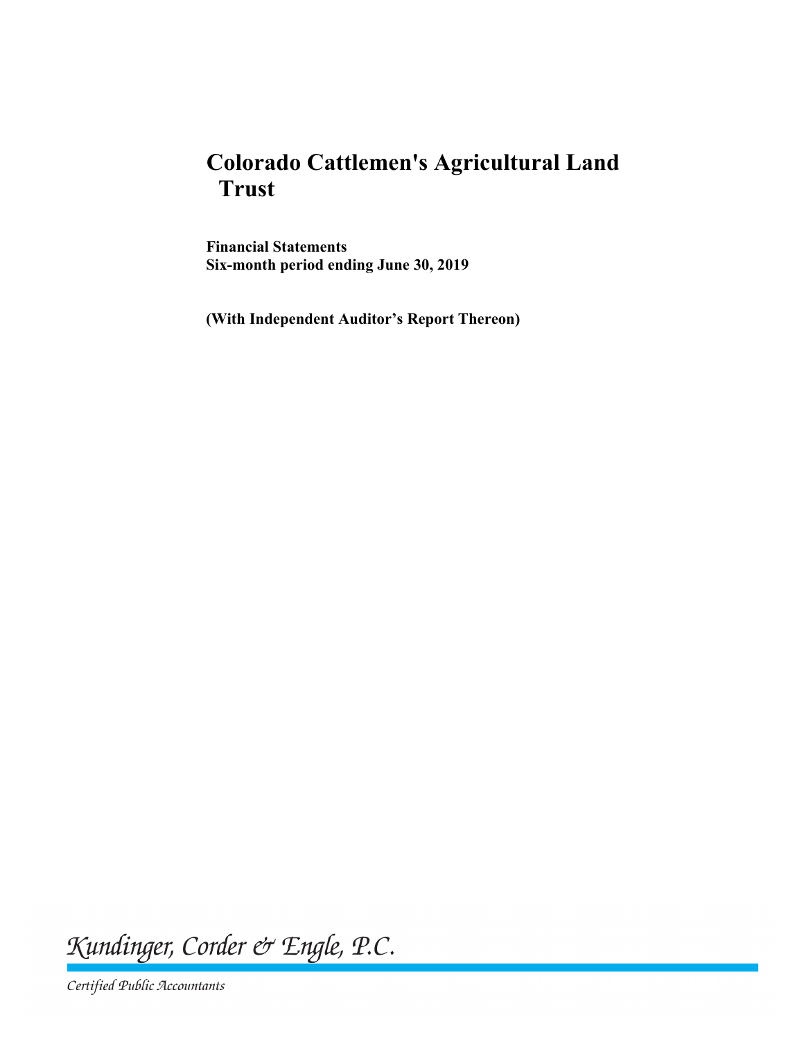# Colorado Cattlemen's Agricultural Land Trust

**Financial Statements**
**Six-month period ending June 30, 2019**

**(With Independent Auditor's Report Thereon)**

*Kundinger, Corder & Engle, P.C.*

*Certified Public Accountants*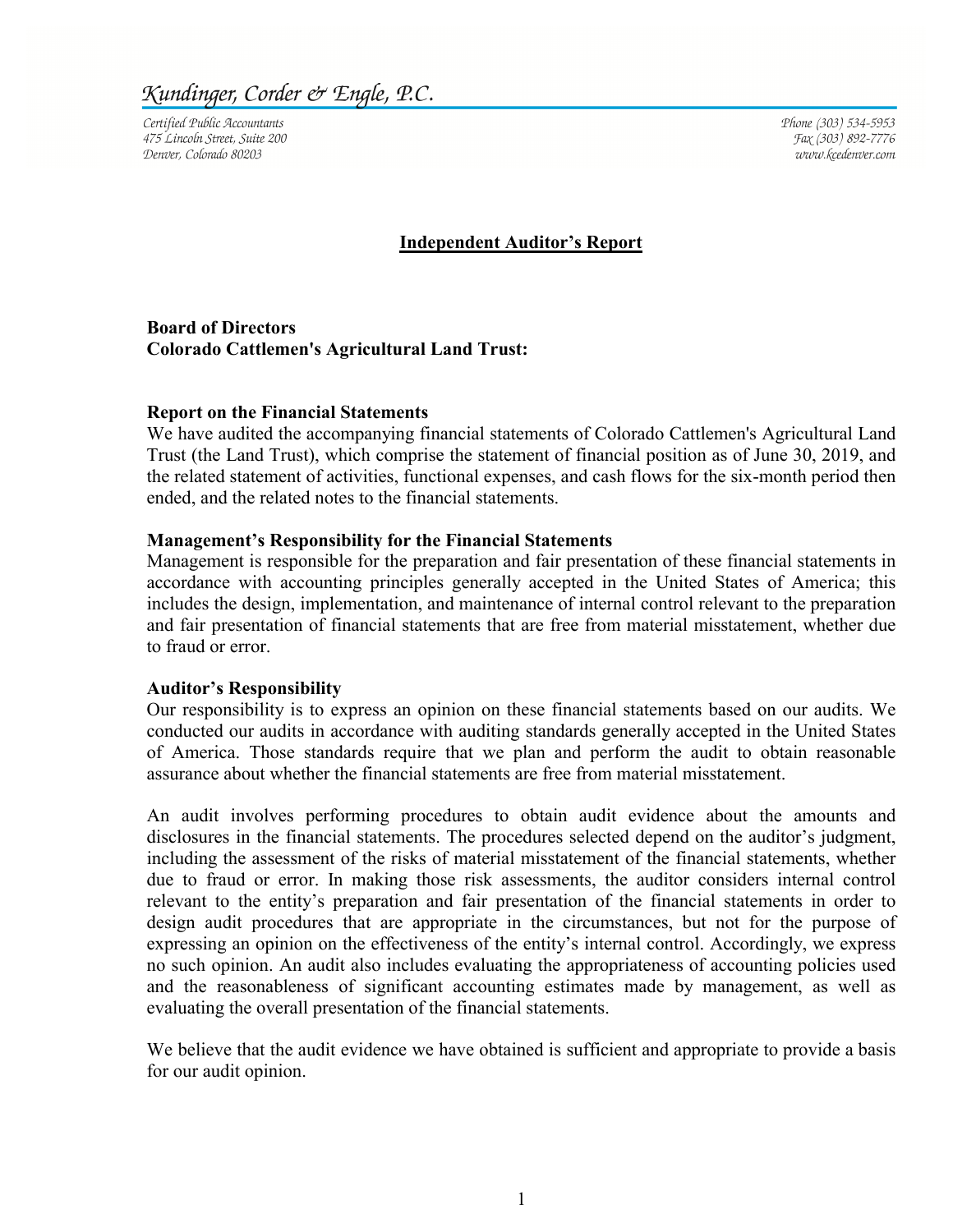*Kundinger, Corder & Engle, P.C.*

*Certified Public Accountants*
*475 Lincoln Street, Suite 200*
*Denver, Colorado 80203*

*Phone (303) 534-5953*
*Fax (303) 892-7776*
*www.kcedenver.com*

## Independent Auditor's Report

**Board of Directors**
**Colorado Cattlemen's Agricultural Land Trust:**

### Report on the Financial Statements

We have audited the accompanying financial statements of Colorado Cattlemen's Agricultural Land Trust (the Land Trust), which comprise the statement of financial position as of June 30, 2019, and the related statement of activities, functional expenses, and cash flows for the six-month period then ended, and the related notes to the financial statements.

### Management's Responsibility for the Financial Statements

Management is responsible for the preparation and fair presentation of these financial statements in accordance with accounting principles generally accepted in the United States of America; this includes the design, implementation, and maintenance of internal control relevant to the preparation and fair presentation of financial statements that are free from material misstatement, whether due to fraud or error.

### Auditor's Responsibility

Our responsibility is to express an opinion on these financial statements based on our audits. We conducted our audits in accordance with auditing standards generally accepted in the United States of America. Those standards require that we plan and perform the audit to obtain reasonable assurance about whether the financial statements are free from material misstatement.

An audit involves performing procedures to obtain audit evidence about the amounts and disclosures in the financial statements. The procedures selected depend on the auditor's judgment, including the assessment of the risks of material misstatement of the financial statements, whether due to fraud or error. In making those risk assessments, the auditor considers internal control relevant to the entity's preparation and fair presentation of the financial statements in order to design audit procedures that are appropriate in the circumstances, but not for the purpose of expressing an opinion on the effectiveness of the entity's internal control. Accordingly, we express no such opinion. An audit also includes evaluating the appropriateness of accounting policies used and the reasonableness of significant accounting estimates made by management, as well as evaluating the overall presentation of the financial statements.

We believe that the audit evidence we have obtained is sufficient and appropriate to provide a basis for our audit opinion.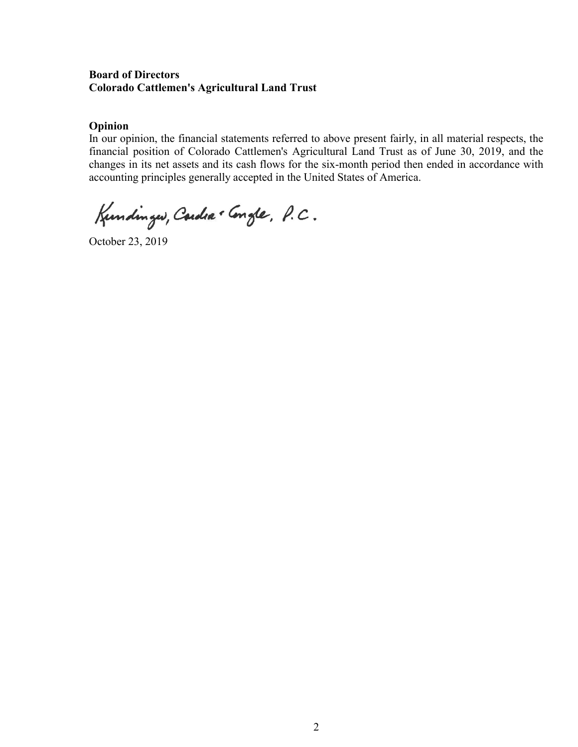**Board of Directors**
**Colorado Cattlemen's Agricultural Land Trust**

**Opinion**

In our opinion, the financial statements referred to above present fairly, in all material respects, the financial position of Colorado Cattlemen's Agricultural Land Trust as of June 30, 2019, and the changes in its net assets and its cash flows for the six-month period then ended in accordance with accounting principles generally accepted in the United States of America.

Kundinger, Corder & Engle, P.C.

October 23, 2019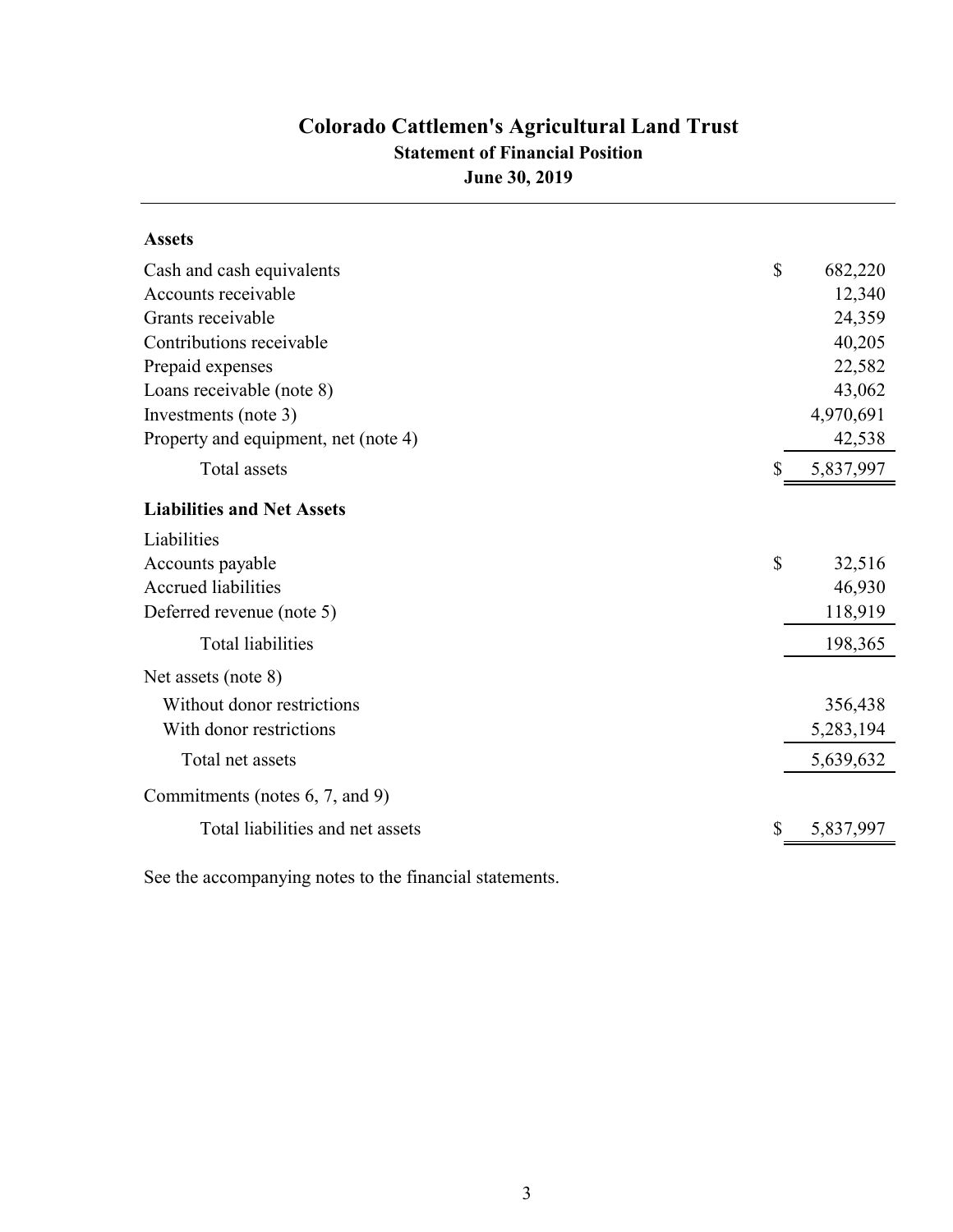# Colorado Cattlemen's Agricultural Land Trust

## Statement of Financial Position

### June 30, 2019

| | |
|---|---|
| **Assets** | |
| Cash and cash equivalents | $ 682,220 |
| Accounts receivable | 12,340 |
| Grants receivable | 24,359 |
| Contributions receivable | 40,205 |
| Prepaid expenses | 22,582 |
| Loans receivable (note 8) | 43,062 |
| Investments (note 3) | 4,970,691 |
| Property and equipment, net (note 4) | 42,538 |
| Total assets | $ 5,837,997 |
| **Liabilities and Net Assets** | |
| Liabilities | |
| Accounts payable | $ 32,516 |
| Accrued liabilities | 46,930 |
| Deferred revenue (note 5) | 118,919 |
| Total liabilities | 198,365 |
| Net assets (note 8) | |
| Without donor restrictions | 356,438 |
| With donor restrictions | 5,283,194 |
| Total net assets | 5,639,632 |
| Commitments (notes 6, 7, and 9) | |
| Total liabilities and net assets | $ 5,837,997 |

See the accompanying notes to the financial statements.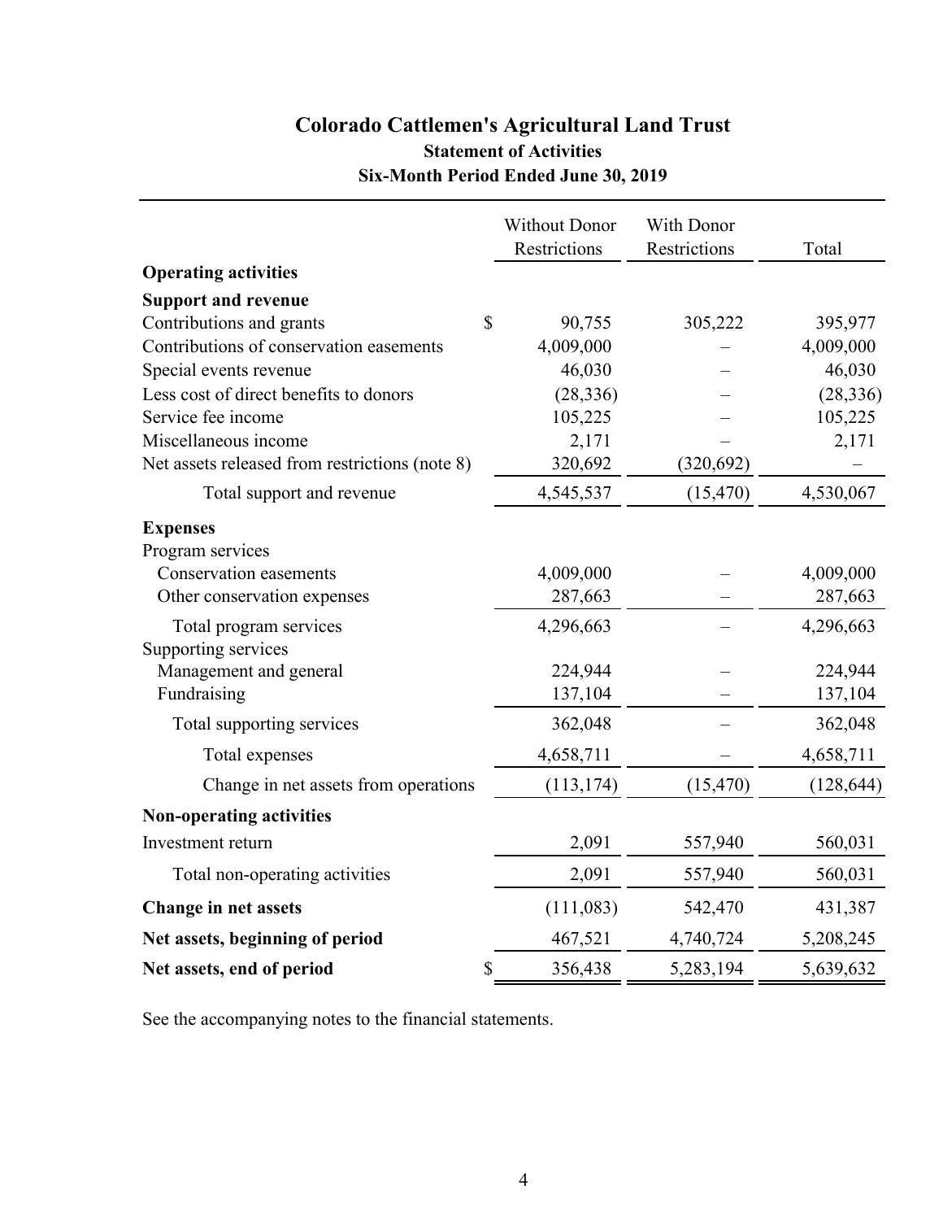# Colorado Cattlemen's Agricultural Land Trust

## Statement of Activities

### Six-Month Period Ended June 30, 2019

| | Without Donor Restrictions | With Donor Restrictions | Total |
|---|---|---|---|
| **Operating activities** | | | |
| **Support and revenue** | | | |
| Contributions and grants | $ 90,755 | 305,222 | 395,977 |
| Contributions of conservation easements | 4,009,000 | – | 4,009,000 |
| Special events revenue | 46,030 | – | 46,030 |
| Less cost of direct benefits to donors | (28,336) | – | (28,336) |
| Service fee income | 105,225 | – | 105,225 |
| Miscellaneous income | 2,171 | – | 2,171 |
| Net assets released from restrictions (note 8) | 320,692 | (320,692) | – |
| Total support and revenue | 4,545,537 | (15,470) | 4,530,067 |
| **Expenses** | | | |
| Program services | | | |
| Conservation easements | 4,009,000 | – | 4,009,000 |
| Other conservation expenses | 287,663 | – | 287,663 |
| Total program services | 4,296,663 | – | 4,296,663 |
| Supporting services | | | |
| Management and general | 224,944 | – | 224,944 |
| Fundraising | 137,104 | – | 137,104 |
| Total supporting services | 362,048 | – | 362,048 |
| Total expenses | 4,658,711 | – | 4,658,711 |
| Change in net assets from operations | (113,174) | (15,470) | (128,644) |
| **Non-operating activities** | | | |
| Investment return | 2,091 | 557,940 | 560,031 |
| Total non-operating activities | 2,091 | 557,940 | 560,031 |
| **Change in net assets** | (111,083) | 542,470 | 431,387 |
| **Net assets, beginning of period** | 467,521 | 4,740,724 | 5,208,245 |
| **Net assets, end of period** | $ 356,438 | 5,283,194 | 5,639,632 |

See the accompanying notes to the financial statements.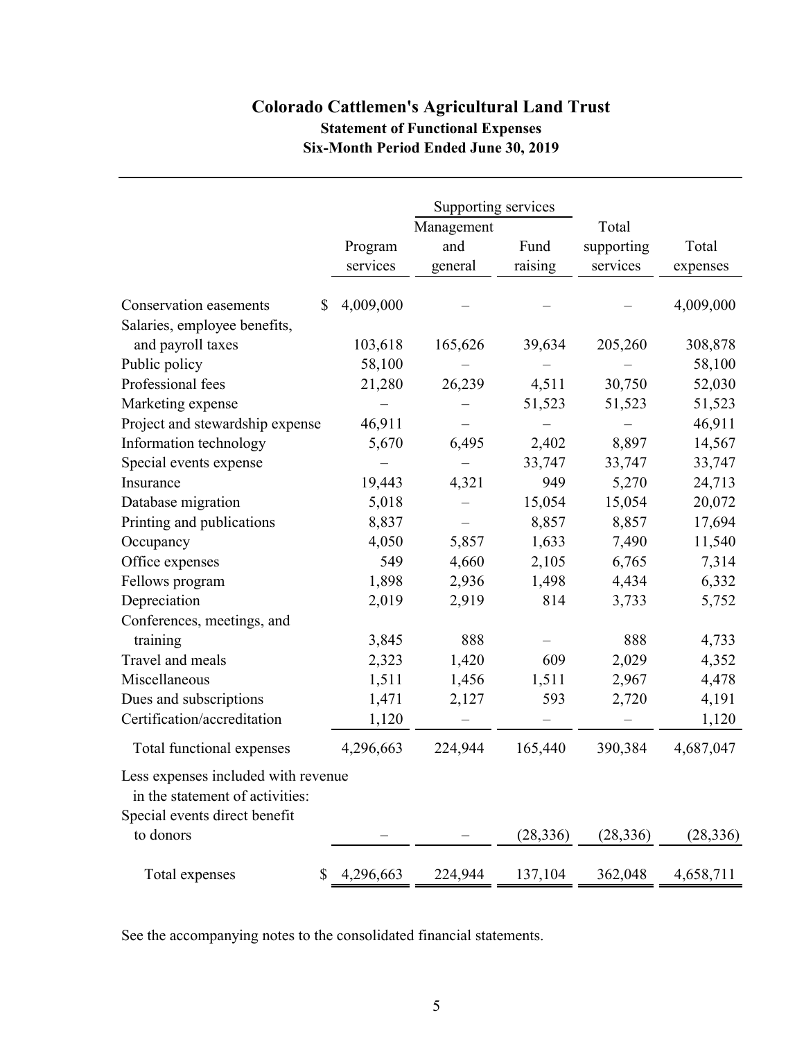# Colorado Cattlemen's Agricultural Land Trust

## Statement of Functional Expenses

### Six-Month Period Ended June 30, 2019

| | Program services | Supporting services | | | Total expenses |
|---|---|---|---|---|---|
| | | Management and general | Fund raising | Total supporting services | |
| Conservation easements | $ 4,009,000 | – | – | – | 4,009,000 |
| Salaries, employee benefits, and payroll taxes | 103,618 | 165,626 | 39,634 | 205,260 | 308,878 |
| Public policy | 58,100 | – | – | – | 58,100 |
| Professional fees | 21,280 | 26,239 | 4,511 | 30,750 | 52,030 |
| Marketing expense | – | – | 51,523 | 51,523 | 51,523 |
| Project and stewardship expense | 46,911 | – | – | – | 46,911 |
| Information technology | 5,670 | 6,495 | 2,402 | 8,897 | 14,567 |
| Special events expense | – | – | 33,747 | 33,747 | 33,747 |
| Insurance | 19,443 | 4,321 | 949 | 5,270 | 24,713 |
| Database migration | 5,018 | – | 15,054 | 15,054 | 20,072 |
| Printing and publications | 8,837 | – | 8,857 | 8,857 | 17,694 |
| Occupancy | 4,050 | 5,857 | 1,633 | 7,490 | 11,540 |
| Office expenses | 549 | 4,660 | 2,105 | 6,765 | 7,314 |
| Fellows program | 1,898 | 2,936 | 1,498 | 4,434 | 6,332 |
| Depreciation | 2,019 | 2,919 | 814 | 3,733 | 5,752 |
| Conferences, meetings, and training | 3,845 | 888 | – | 888 | 4,733 |
| Travel and meals | 2,323 | 1,420 | 609 | 2,029 | 4,352 |
| Miscellaneous | 1,511 | 1,456 | 1,511 | 2,967 | 4,478 |
| Dues and subscriptions | 1,471 | 2,127 | 593 | 2,720 | 4,191 |
| Certification/accreditation | 1,120 | – | – | – | 1,120 |
| Total functional expenses | 4,296,663 | 224,944 | 165,440 | 390,384 | 4,687,047 |
| Less expenses included with revenue in the statement of activities: | | | | | |
| Special events direct benefit to donors | – | – | (28,336) | (28,336) | (28,336) |
| Total expenses | $ 4,296,663 | 224,944 | 137,104 | 362,048 | 4,658,711 |

See the accompanying notes to the consolidated financial statements.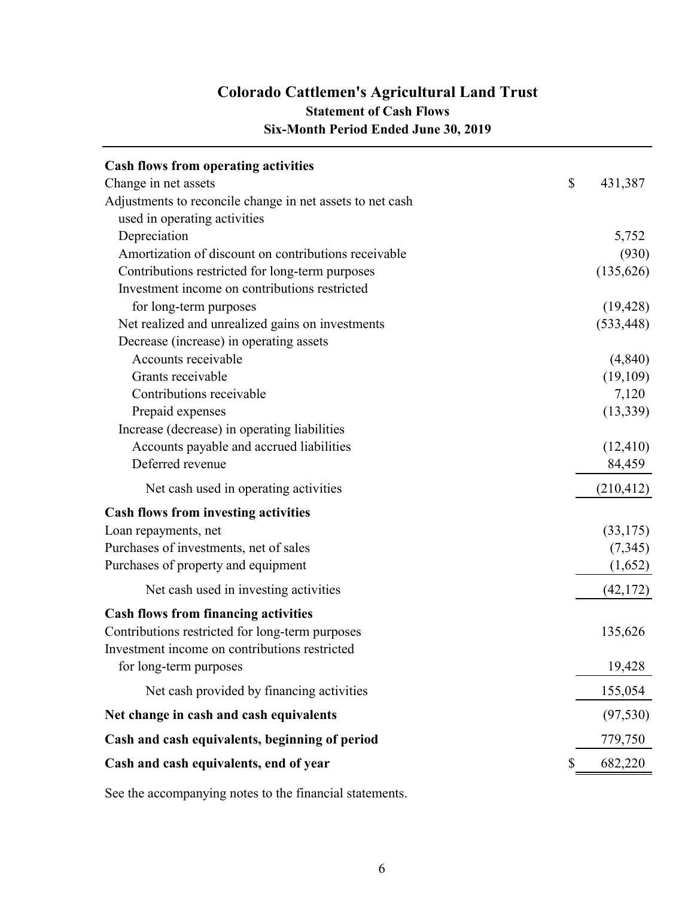# Colorado Cattlemen's Agricultural Land Trust

## Statement of Cash Flows

### Six-Month Period Ended June 30, 2019

| | |
|---|---|
| **Cash flows from operating activities** | |
| Change in net assets | $ 431,387 |
| Adjustments to reconcile change in net assets to net cash used in operating activities | |
| Depreciation | 5,752 |
| Amortization of discount on contributions receivable | (930) |
| Contributions restricted for long-term purposes | (135,626) |
| Investment income on contributions restricted for long-term purposes | (19,428) |
| Net realized and unrealized gains on investments | (533,448) |
| Decrease (increase) in operating assets | |
| Accounts receivable | (4,840) |
| Grants receivable | (19,109) |
| Contributions receivable | 7,120 |
| Prepaid expenses | (13,339) |
| Increase (decrease) in operating liabilities | |
| Accounts payable and accrued liabilities | (12,410) |
| Deferred revenue | 84,459 |
| Net cash used in operating activities | (210,412) |
| **Cash flows from investing activities** | |
| Loan repayments, net | (33,175) |
| Purchases of investments, net of sales | (7,345) |
| Purchases of property and equipment | (1,652) |
| Net cash used in investing activities | (42,172) |
| **Cash flows from financing activities** | |
| Contributions restricted for long-term purposes | 135,626 |
| Investment income on contributions restricted for long-term purposes | 19,428 |
| Net cash provided by financing activities | 155,054 |
| **Net change in cash and cash equivalents** | (97,530) |
| **Cash and cash equivalents, beginning of period** | 779,750 |
| **Cash and cash equivalents, end of year** | $ 682,220 |

See the accompanying notes to the financial statements.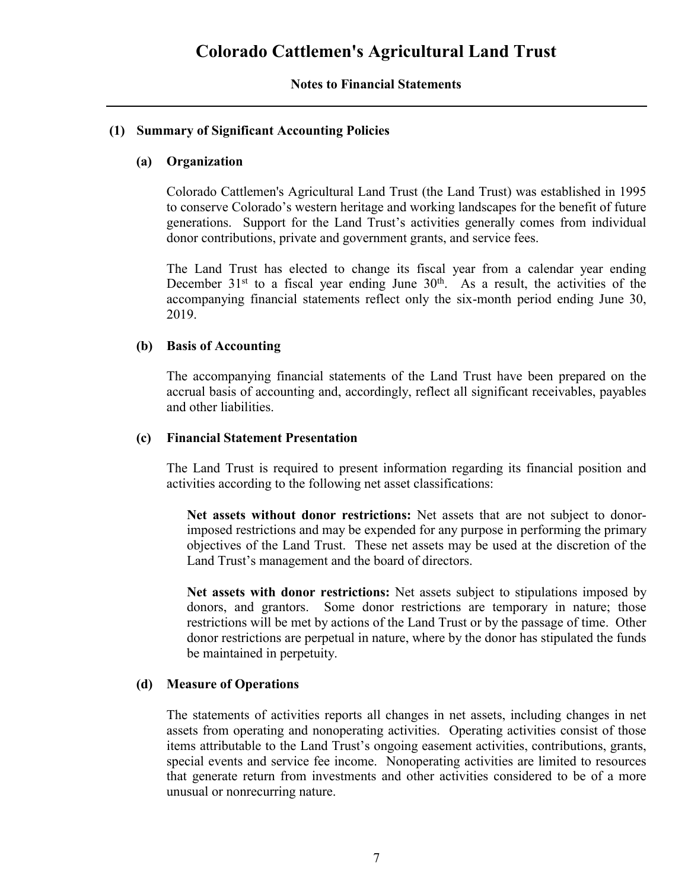# Colorado Cattlemen's Agricultural Land Trust

## Notes to Financial Statements

### (1) Summary of Significant Accounting Policies

#### (a) Organization

Colorado Cattlemen's Agricultural Land Trust (the Land Trust) was established in 1995 to conserve Colorado's western heritage and working landscapes for the benefit of future generations. Support for the Land Trust's activities generally comes from individual donor contributions, private and government grants, and service fees.

The Land Trust has elected to change its fiscal year from a calendar year ending December 31st to a fiscal year ending June 30th. As a result, the activities of the accompanying financial statements reflect only the six-month period ending June 30, 2019.

#### (b) Basis of Accounting

The accompanying financial statements of the Land Trust have been prepared on the accrual basis of accounting and, accordingly, reflect all significant receivables, payables and other liabilities.

#### (c) Financial Statement Presentation

The Land Trust is required to present information regarding its financial position and activities according to the following net asset classifications:

**Net assets without donor restrictions:** Net assets that are not subject to donor-imposed restrictions and may be expended for any purpose in performing the primary objectives of the Land Trust. These net assets may be used at the discretion of the Land Trust's management and the board of directors.

**Net assets with donor restrictions:** Net assets subject to stipulations imposed by donors, and grantors. Some donor restrictions are temporary in nature; those restrictions will be met by actions of the Land Trust or by the passage of time. Other donor restrictions are perpetual in nature, where by the donor has stipulated the funds be maintained in perpetuity.

#### (d) Measure of Operations

The statements of activities reports all changes in net assets, including changes in net assets from operating and nonoperating activities. Operating activities consist of those items attributable to the Land Trust's ongoing easement activities, contributions, grants, special events and service fee income. Nonoperating activities are limited to resources that generate return from investments and other activities considered to be of a more unusual or nonrecurring nature.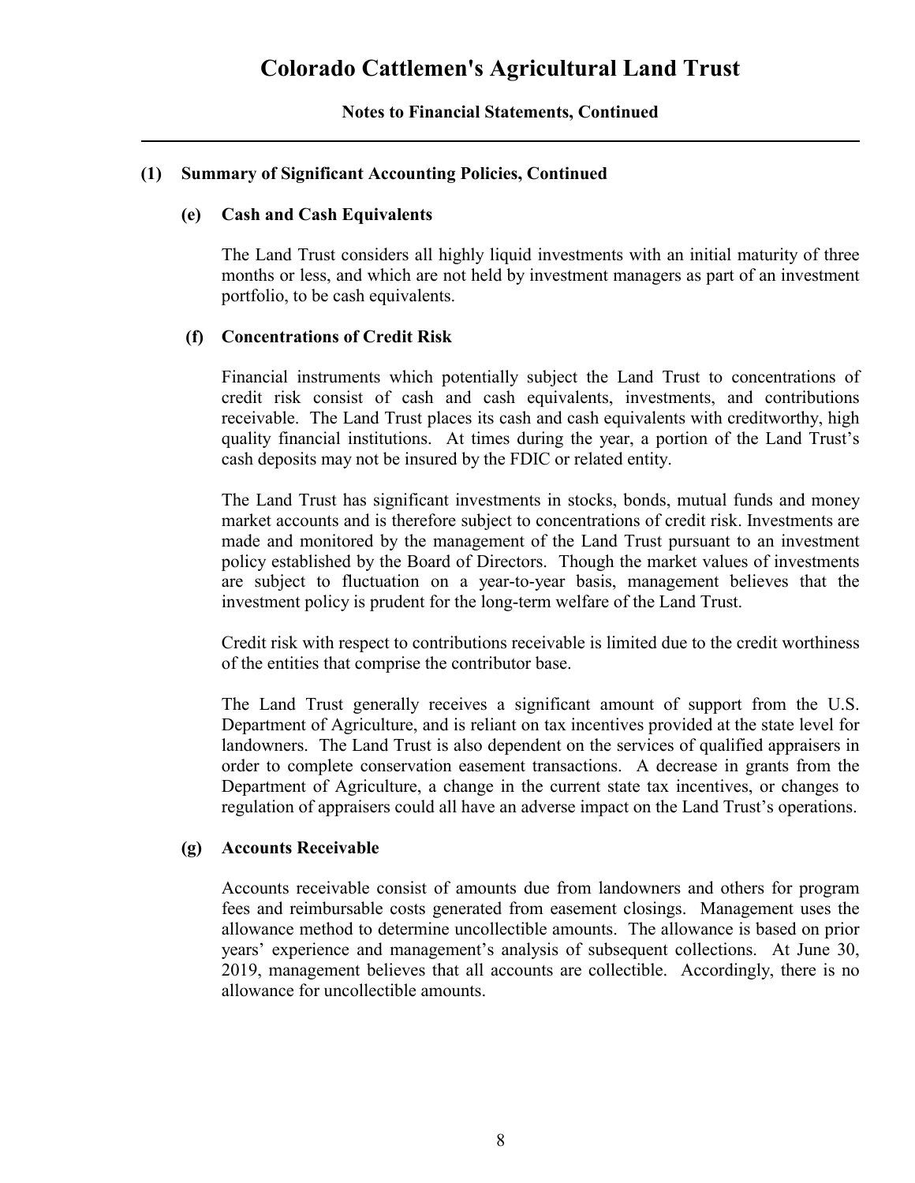## (1) Summary of Significant Accounting Policies, Continued

### (e) Cash and Cash Equivalents

The Land Trust considers all highly liquid investments with an initial maturity of three months or less, and which are not held by investment managers as part of an investment portfolio, to be cash equivalents.

### (f) Concentrations of Credit Risk

Financial instruments which potentially subject the Land Trust to concentrations of credit risk consist of cash and cash equivalents, investments, and contributions receivable. The Land Trust places its cash and cash equivalents with creditworthy, high quality financial institutions. At times during the year, a portion of the Land Trust's cash deposits may not be insured by the FDIC or related entity.

The Land Trust has significant investments in stocks, bonds, mutual funds and money market accounts and is therefore subject to concentrations of credit risk. Investments are made and monitored by the management of the Land Trust pursuant to an investment policy established by the Board of Directors. Though the market values of investments are subject to fluctuation on a year-to-year basis, management believes that the investment policy is prudent for the long-term welfare of the Land Trust.

Credit risk with respect to contributions receivable is limited due to the credit worthiness of the entities that comprise the contributor base.

The Land Trust generally receives a significant amount of support from the U.S. Department of Agriculture, and is reliant on tax incentives provided at the state level for landowners. The Land Trust is also dependent on the services of qualified appraisers in order to complete conservation easement transactions. A decrease in grants from the Department of Agriculture, a change in the current state tax incentives, or changes to regulation of appraisers could all have an adverse impact on the Land Trust's operations.

### (g) Accounts Receivable

Accounts receivable consist of amounts due from landowners and others for program fees and reimbursable costs generated from easement closings. Management uses the allowance method to determine uncollectible amounts. The allowance is based on prior years' experience and management's analysis of subsequent collections. At June 30, 2019, management believes that all accounts are collectible. Accordingly, there is no allowance for uncollectible amounts.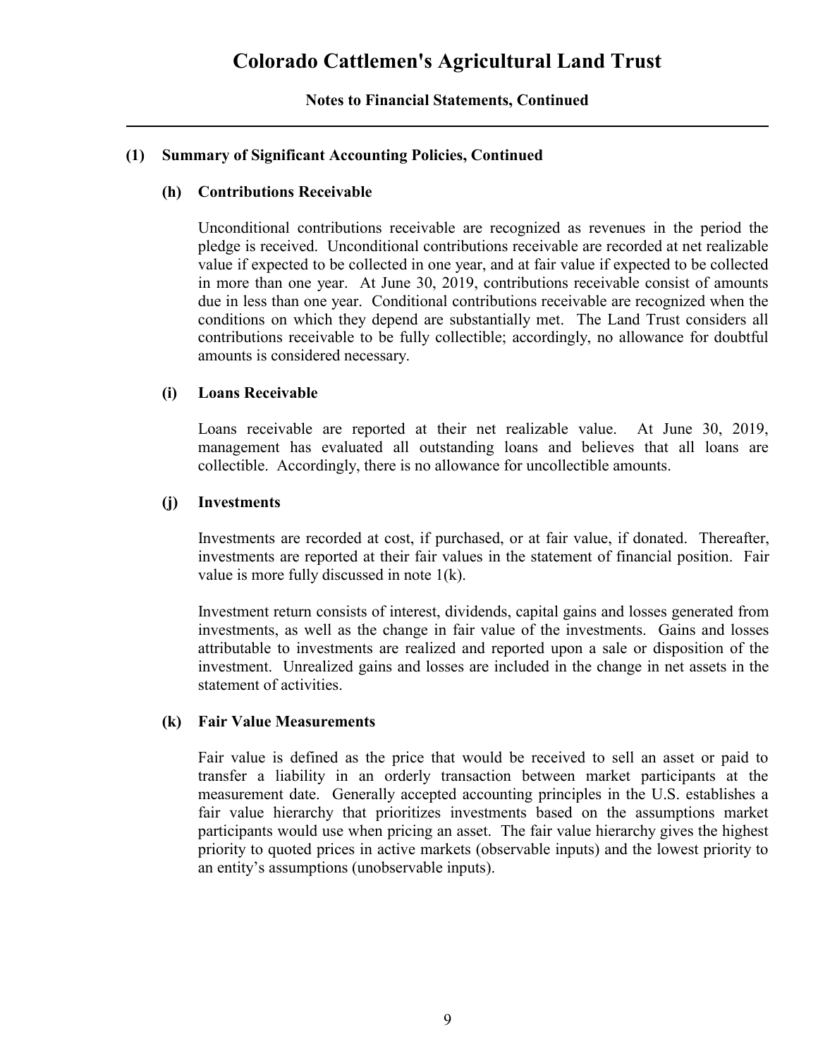# Colorado Cattlemen's Agricultural Land Trust

**Notes to Financial Statements, Continued**

## (1) Summary of Significant Accounting Policies, Continued

### (h) Contributions Receivable

Unconditional contributions receivable are recognized as revenues in the period the pledge is received. Unconditional contributions receivable are recorded at net realizable value if expected to be collected in one year, and at fair value if expected to be collected in more than one year. At June 30, 2019, contributions receivable consist of amounts due in less than one year. Conditional contributions receivable are recognized when the conditions on which they depend are substantially met. The Land Trust considers all contributions receivable to be fully collectible; accordingly, no allowance for doubtful amounts is considered necessary.

### (i) Loans Receivable

Loans receivable are reported at their net realizable value. At June 30, 2019, management has evaluated all outstanding loans and believes that all loans are collectible. Accordingly, there is no allowance for uncollectible amounts.

### (j) Investments

Investments are recorded at cost, if purchased, or at fair value, if donated. Thereafter, investments are reported at their fair values in the statement of financial position. Fair value is more fully discussed in note 1(k).

Investment return consists of interest, dividends, capital gains and losses generated from investments, as well as the change in fair value of the investments. Gains and losses attributable to investments are realized and reported upon a sale or disposition of the investment. Unrealized gains and losses are included in the change in net assets in the statement of activities.

### (k) Fair Value Measurements

Fair value is defined as the price that would be received to sell an asset or paid to transfer a liability in an orderly transaction between market participants at the measurement date. Generally accepted accounting principles in the U.S. establishes a fair value hierarchy that prioritizes investments based on the assumptions market participants would use when pricing an asset. The fair value hierarchy gives the highest priority to quoted prices in active markets (observable inputs) and the lowest priority to an entity's assumptions (unobservable inputs).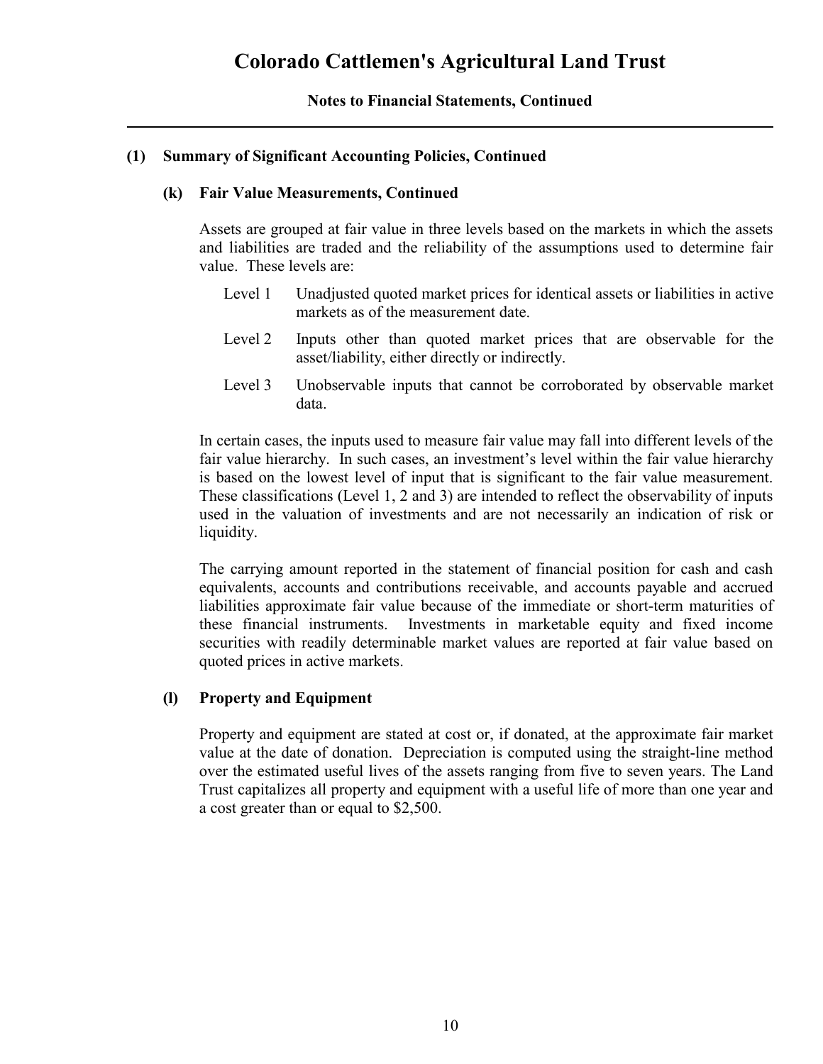## (1) Summary of Significant Accounting Policies, Continued

### (k) Fair Value Measurements, Continued

Assets are grouped at fair value in three levels based on the markets in which the assets and liabilities are traded and the reliability of the assumptions used to determine fair value. These levels are:

- Level 1 Unadjusted quoted market prices for identical assets or liabilities in active markets as of the measurement date.
- Level 2 Inputs other than quoted market prices that are observable for the asset/liability, either directly or indirectly.
- Level 3 Unobservable inputs that cannot be corroborated by observable market data.

In certain cases, the inputs used to measure fair value may fall into different levels of the fair value hierarchy. In such cases, an investment's level within the fair value hierarchy is based on the lowest level of input that is significant to the fair value measurement. These classifications (Level 1, 2 and 3) are intended to reflect the observability of inputs used in the valuation of investments and are not necessarily an indication of risk or liquidity.

The carrying amount reported in the statement of financial position for cash and cash equivalents, accounts and contributions receivable, and accounts payable and accrued liabilities approximate fair value because of the immediate or short-term maturities of these financial instruments. Investments in marketable equity and fixed income securities with readily determinable market values are reported at fair value based on quoted prices in active markets.

### (l) Property and Equipment

Property and equipment are stated at cost or, if donated, at the approximate fair market value at the date of donation. Depreciation is computed using the straight-line method over the estimated useful lives of the assets ranging from five to seven years. The Land Trust capitalizes all property and equipment with a useful life of more than one year and a cost greater than or equal to $2,500.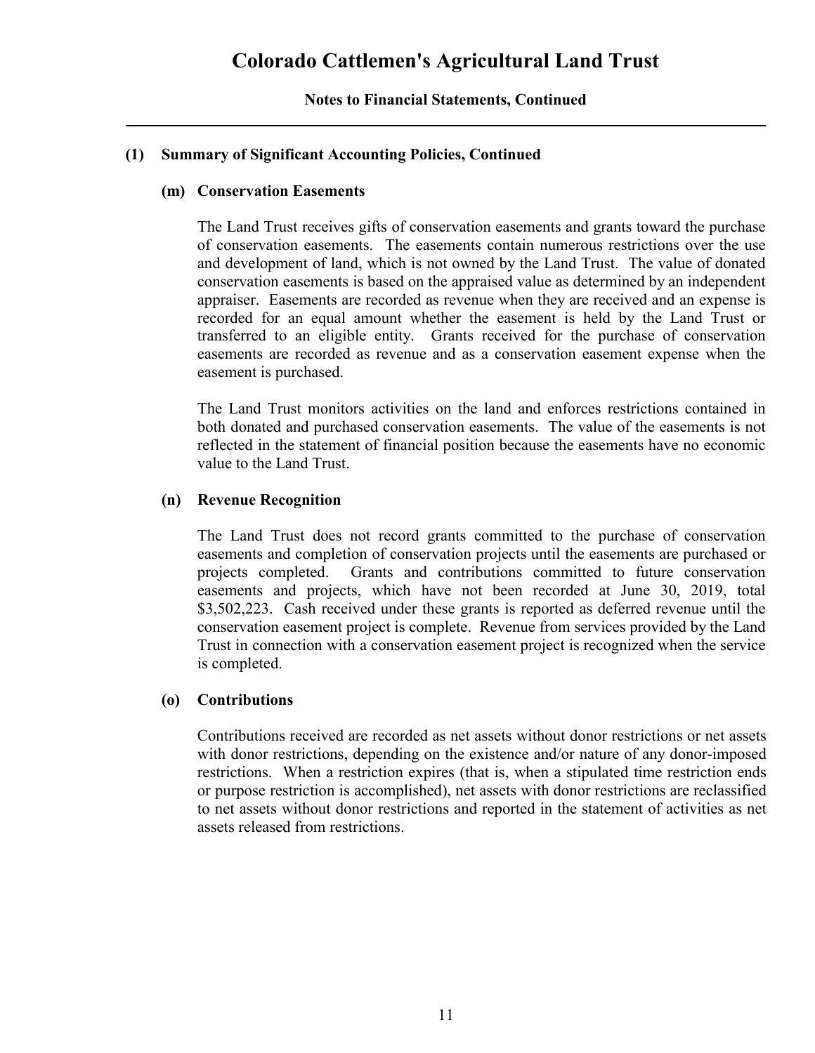# Colorado Cattlemen's Agricultural Land Trust

## Notes to Financial Statements, Continued

### (1) Summary of Significant Accounting Policies, Continued

#### (m) Conservation Easements

The Land Trust receives gifts of conservation easements and grants toward the purchase of conservation easements. The easements contain numerous restrictions over the use and development of land, which is not owned by the Land Trust. The value of donated conservation easements is based on the appraised value as determined by an independent appraiser. Easements are recorded as revenue when they are received and an expense is recorded for an equal amount whether the easement is held by the Land Trust or transferred to an eligible entity. Grants received for the purchase of conservation easements are recorded as revenue and as a conservation easement expense when the easement is purchased.

The Land Trust monitors activities on the land and enforces restrictions contained in both donated and purchased conservation easements. The value of the easements is not reflected in the statement of financial position because the easements have no economic value to the Land Trust.

#### (n) Revenue Recognition

The Land Trust does not record grants committed to the purchase of conservation easements and completion of conservation projects until the easements are purchased or projects completed. Grants and contributions committed to future conservation easements and projects, which have not been recorded at June 30, 2019, total $3,502,223. Cash received under these grants is reported as deferred revenue until the conservation easement project is complete. Revenue from services provided by the Land Trust in connection with a conservation easement project is recognized when the service is completed.

#### (o) Contributions

Contributions received are recorded as net assets without donor restrictions or net assets with donor restrictions, depending on the existence and/or nature of any donor-imposed restrictions. When a restriction expires (that is, when a stipulated time restriction ends or purpose restriction is accomplished), net assets with donor restrictions are reclassified to net assets without donor restrictions and reported in the statement of activities as net assets released from restrictions.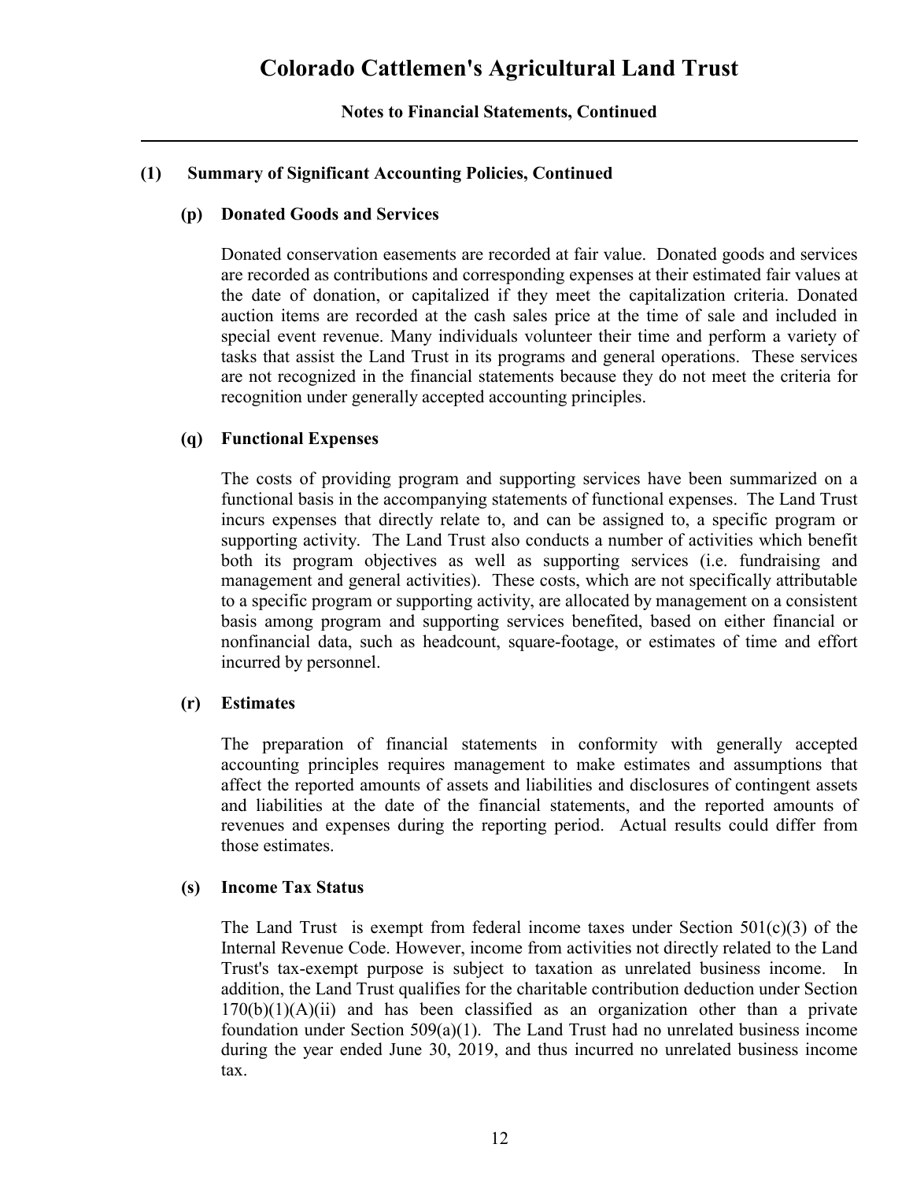### (1) Summary of Significant Accounting Policies, Continued

#### (p) Donated Goods and Services

Donated conservation easements are recorded at fair value. Donated goods and services are recorded as contributions and corresponding expenses at their estimated fair values at the date of donation, or capitalized if they meet the capitalization criteria. Donated auction items are recorded at the cash sales price at the time of sale and included in special event revenue. Many individuals volunteer their time and perform a variety of tasks that assist the Land Trust in its programs and general operations. These services are not recognized in the financial statements because they do not meet the criteria for recognition under generally accepted accounting principles.

#### (q) Functional Expenses

The costs of providing program and supporting services have been summarized on a functional basis in the accompanying statements of functional expenses. The Land Trust incurs expenses that directly relate to, and can be assigned to, a specific program or supporting activity. The Land Trust also conducts a number of activities which benefit both its program objectives as well as supporting services (i.e. fundraising and management and general activities). These costs, which are not specifically attributable to a specific program or supporting activity, are allocated by management on a consistent basis among program and supporting services benefited, based on either financial or nonfinancial data, such as headcount, square-footage, or estimates of time and effort incurred by personnel.

#### (r) Estimates

The preparation of financial statements in conformity with generally accepted accounting principles requires management to make estimates and assumptions that affect the reported amounts of assets and liabilities and disclosures of contingent assets and liabilities at the date of the financial statements, and the reported amounts of revenues and expenses during the reporting period. Actual results could differ from those estimates.

#### (s) Income Tax Status

The Land Trust is exempt from federal income taxes under Section 501(c)(3) of the Internal Revenue Code. However, income from activities not directly related to the Land Trust's tax-exempt purpose is subject to taxation as unrelated business income. In addition, the Land Trust qualifies for the charitable contribution deduction under Section 170(b)(1)(A)(ii) and has been classified as an organization other than a private foundation under Section 509(a)(1). The Land Trust had no unrelated business income during the year ended June 30, 2019, and thus incurred no unrelated business income tax.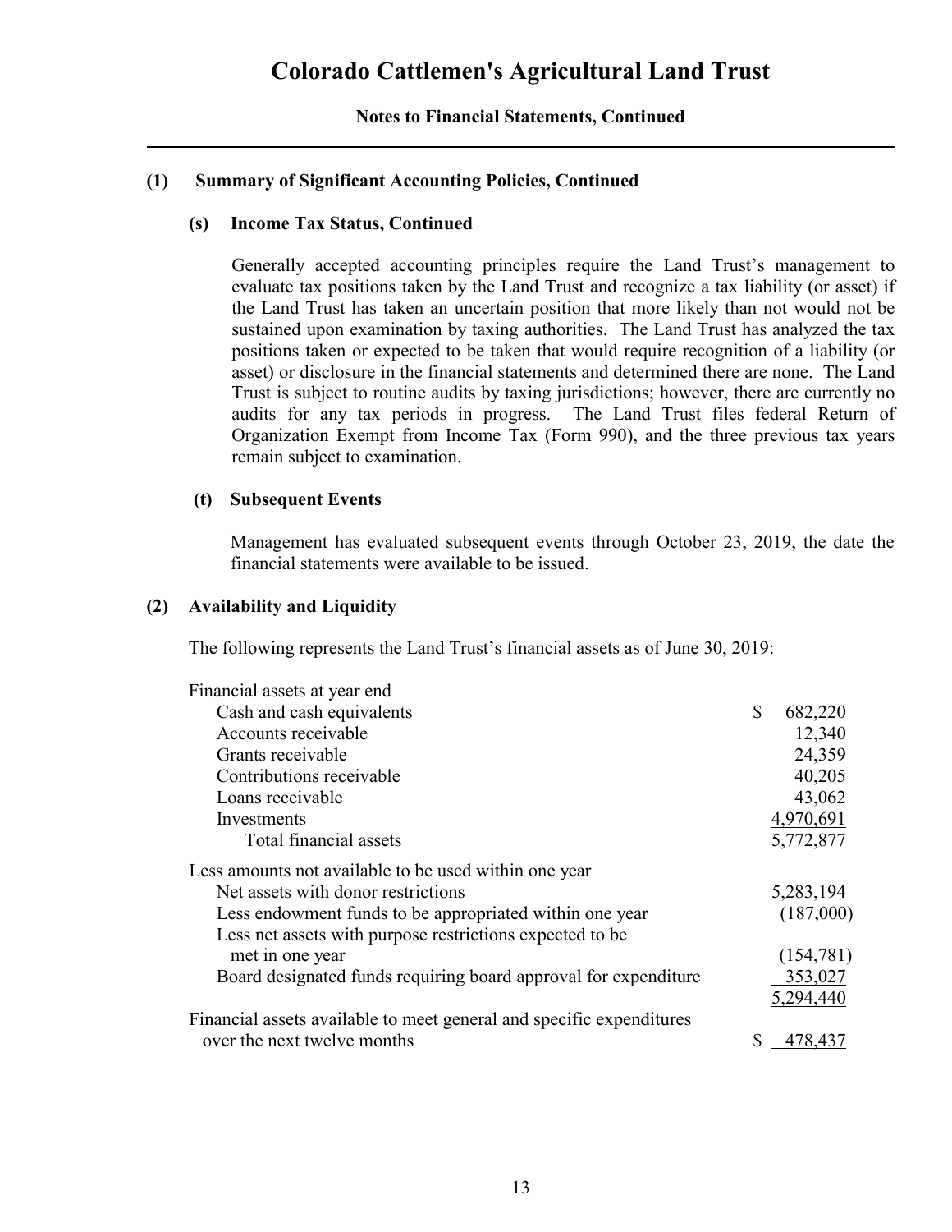# Colorado Cattlemen's Agricultural Land Trust

**Notes to Financial Statements, Continued**

**(1) Summary of Significant Accounting Policies, Continued**

**(s) Income Tax Status, Continued**

Generally accepted accounting principles require the Land Trust's management to evaluate tax positions taken by the Land Trust and recognize a tax liability (or asset) if the Land Trust has taken an uncertain position that more likely than not would not be sustained upon examination by taxing authorities. The Land Trust has analyzed the tax positions taken or expected to be taken that would require recognition of a liability (or asset) or disclosure in the financial statements and determined there are none. The Land Trust is subject to routine audits by taxing jurisdictions; however, there are currently no audits for any tax periods in progress. The Land Trust files federal Return of Organization Exempt from Income Tax (Form 990), and the three previous tax years remain subject to examination.

**(t) Subsequent Events**

Management has evaluated subsequent events through October 23, 2019, the date the financial statements were available to be issued.

**(2) Availability and Liquidity**

The following represents the Land Trust's financial assets as of June 30, 2019:

| | |
|---|---|
| Financial assets at year end | |
| Cash and cash equivalents | $ 682,220 |
| Accounts receivable | 12,340 |
| Grants receivable | 24,359 |
| Contributions receivable | 40,205 |
| Loans receivable | 43,062 |
| Investments | 4,970,691 |
| Total financial assets | 5,772,877 |
| Less amounts not available to be used within one year | |
| Net assets with donor restrictions | 5,283,194 |
| Less endowment funds to be appropriated within one year | (187,000) |
| Less net assets with purpose restrictions expected to be met in one year | (154,781) |
| Board designated funds requiring board approval for expenditure | 353,027 |
| | 5,294,440 |
| Financial assets available to meet general and specific expenditures over the next twelve months | $ 478,437 |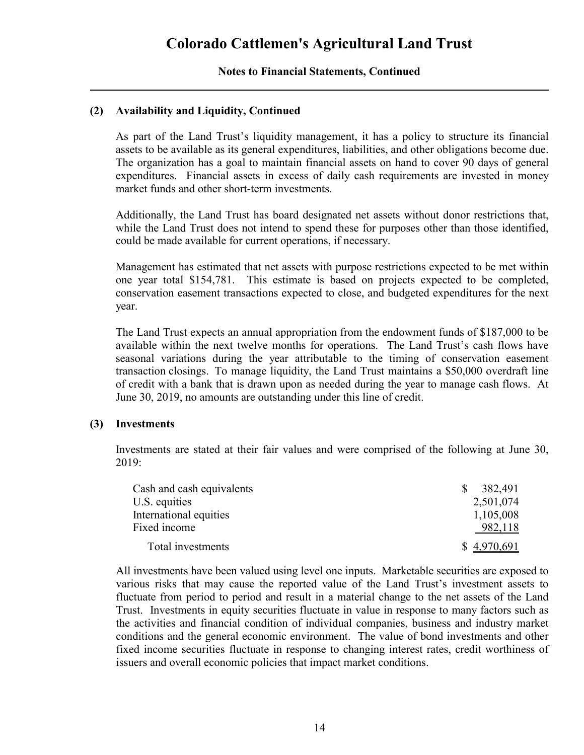## (2) Availability and Liquidity, Continued

As part of the Land Trust's liquidity management, it has a policy to structure its financial assets to be available as its general expenditures, liabilities, and other obligations become due. The organization has a goal to maintain financial assets on hand to cover 90 days of general expenditures. Financial assets in excess of daily cash requirements are invested in money market funds and other short-term investments.

Additionally, the Land Trust has board designated net assets without donor restrictions that, while the Land Trust does not intend to spend these for purposes other than those identified, could be made available for current operations, if necessary.

Management has estimated that net assets with purpose restrictions expected to be met within one year total $154,781. This estimate is based on projects expected to be completed, conservation easement transactions expected to close, and budgeted expenditures for the next year.

The Land Trust expects an annual appropriation from the endowment funds of $187,000 to be available within the next twelve months for operations. The Land Trust's cash flows have seasonal variations during the year attributable to the timing of conservation easement transaction closings. To manage liquidity, the Land Trust maintains a $50,000 overdraft line of credit with a bank that is drawn upon as needed during the year to manage cash flows. At June 30, 2019, no amounts are outstanding under this line of credit.

## (3) Investments

Investments are stated at their fair values and were comprised of the following at June 30, 2019:

| | |
|---|---|
| Cash and cash equivalents | $ 382,491 |
| U.S. equities | 2,501,074 |
| International equities | 1,105,008 |
| Fixed income | 982,118 |
| Total investments | $ 4,970,691 |

All investments have been valued using level one inputs. Marketable securities are exposed to various risks that may cause the reported value of the Land Trust's investment assets to fluctuate from period to period and result in a material change to the net assets of the Land Trust. Investments in equity securities fluctuate in value in response to many factors such as the activities and financial condition of individual companies, business and industry market conditions and the general economic environment. The value of bond investments and other fixed income securities fluctuate in response to changing interest rates, credit worthiness of issuers and overall economic policies that impact market conditions.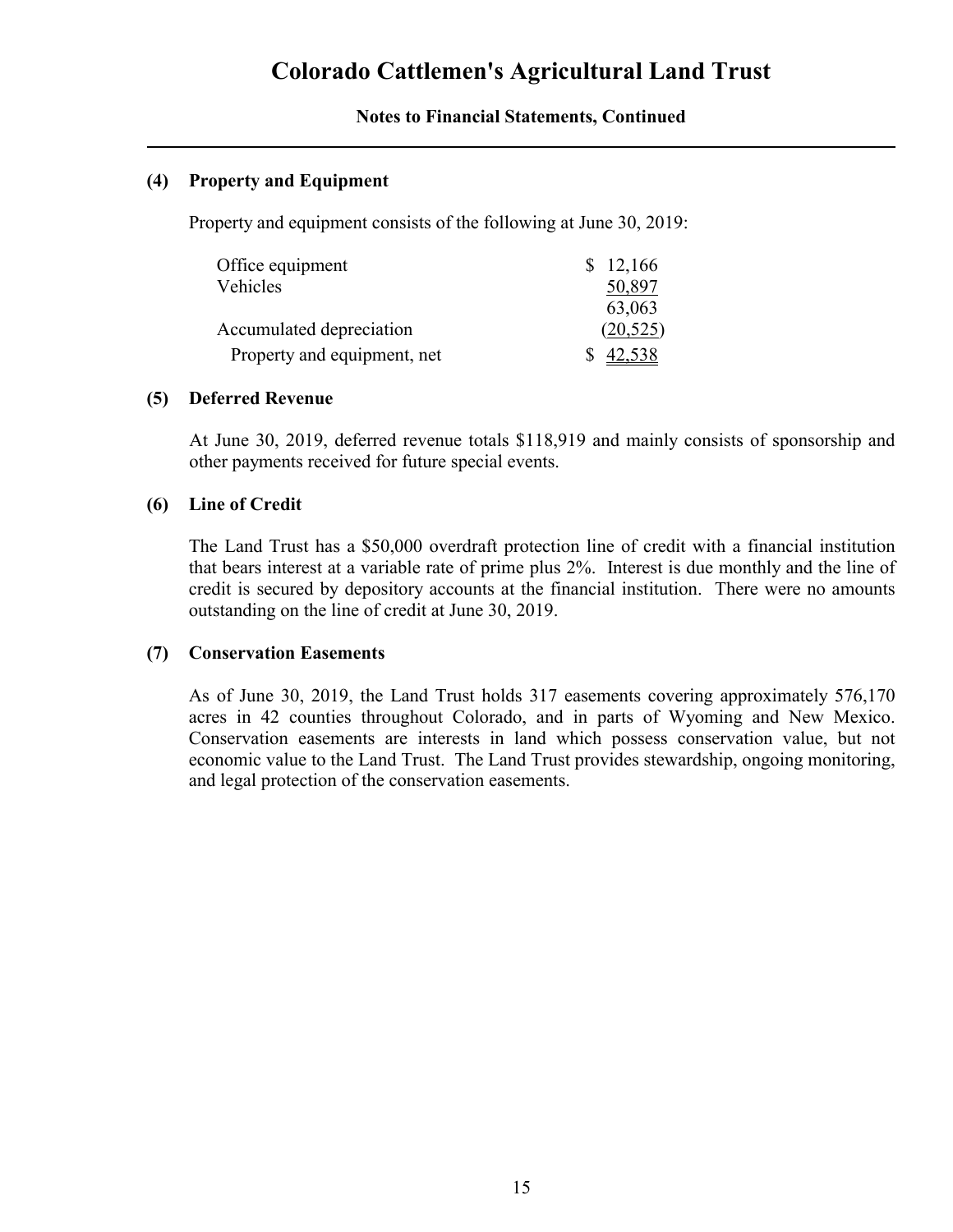# Colorado Cattlemen's Agricultural Land Trust

**Notes to Financial Statements, Continued**

## (4) Property and Equipment

Property and equipment consists of the following at June 30, 2019:

| | |
|---|---|
| Office equipment | $ 12,166 |
| Vehicles | 50,897 |
| | 63,063 |
| Accumulated depreciation | (20,525) |
| Property and equipment, net | $ 42,538 |

## (5) Deferred Revenue

At June 30, 2019, deferred revenue totals $118,919 and mainly consists of sponsorship and other payments received for future special events.

## (6) Line of Credit

The Land Trust has a $50,000 overdraft protection line of credit with a financial institution that bears interest at a variable rate of prime plus 2%. Interest is due monthly and the line of credit is secured by depository accounts at the financial institution. There were no amounts outstanding on the line of credit at June 30, 2019.

## (7) Conservation Easements

As of June 30, 2019, the Land Trust holds 317 easements covering approximately 576,170 acres in 42 counties throughout Colorado, and in parts of Wyoming and New Mexico. Conservation easements are interests in land which possess conservation value, but not economic value to the Land Trust. The Land Trust provides stewardship, ongoing monitoring, and legal protection of the conservation easements.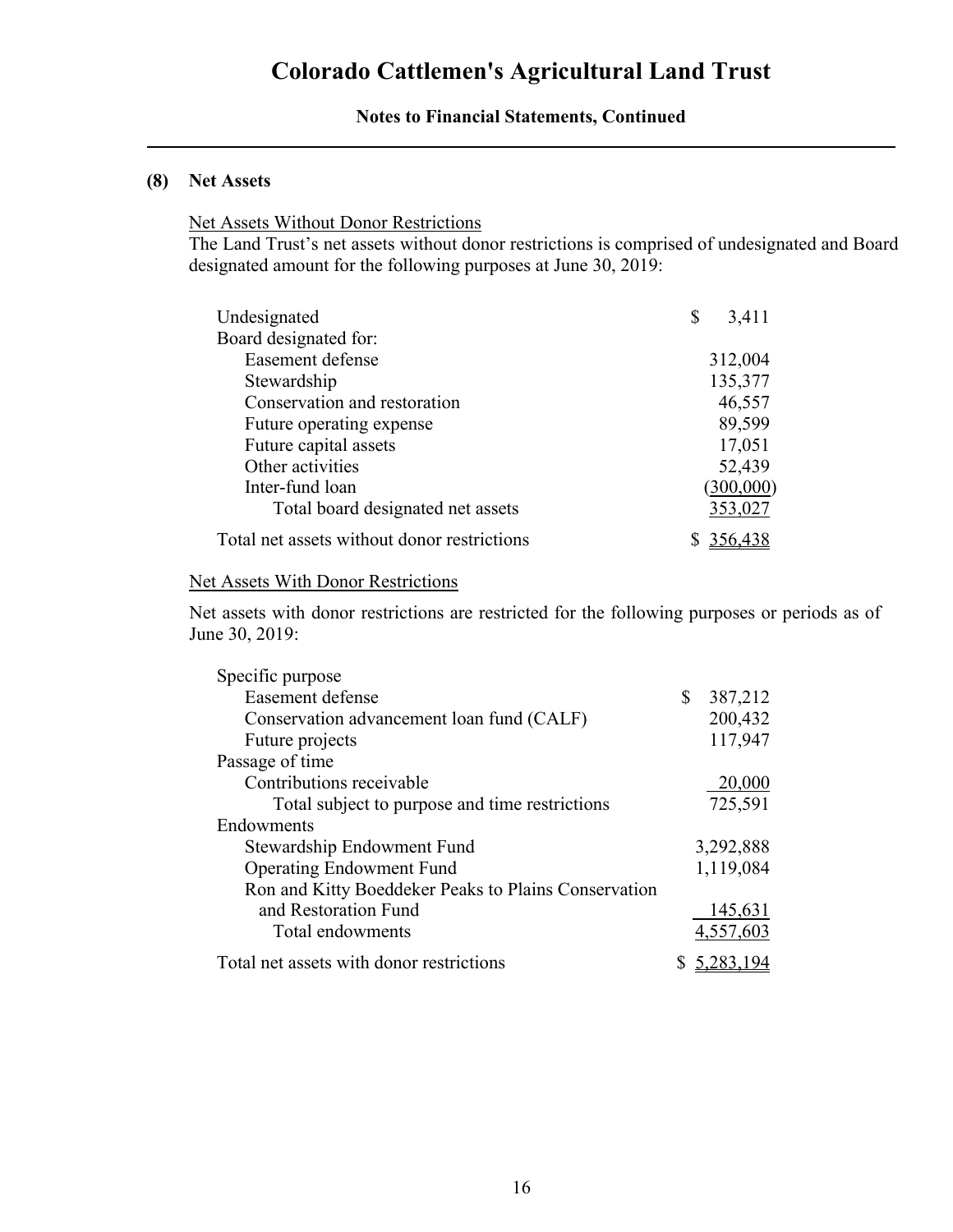# Colorado Cattlemen's Agricultural Land Trust

**Notes to Financial Statements, Continued**

## (8) Net Assets

Net Assets Without Donor Restrictions

The Land Trust's net assets without donor restrictions is comprised of undesignated and Board designated amount for the following purposes at June 30, 2019:

| | |
|---|---|
| Undesignated | $ 3,411 |
| Board designated for: | |
| Easement defense | 312,004 |
| Stewardship | 135,377 |
| Conservation and restoration | 46,557 |
| Future operating expense | 89,599 |
| Future capital assets | 17,051 |
| Other activities | 52,439 |
| Inter-fund loan | (300,000) |
| Total board designated net assets | 353,027 |
| Total net assets without donor restrictions | $ 356,438 |

Net Assets With Donor Restrictions

Net assets with donor restrictions are restricted for the following purposes or periods as of June 30, 2019:

| | |
|---|---|
| Specific purpose | |
| Easement defense | $ 387,212 |
| Conservation advancement loan fund (CALF) | 200,432 |
| Future projects | 117,947 |
| Passage of time | |
| Contributions receivable | 20,000 |
| Total subject to purpose and time restrictions | 725,591 |
| Endowments | |
| Stewardship Endowment Fund | 3,292,888 |
| Operating Endowment Fund | 1,119,084 |
| Ron and Kitty Boeddeker Peaks to Plains Conservation and Restoration Fund | 145,631 |
| Total endowments | 4,557,603 |
| Total net assets with donor restrictions | $ 5,283,194 |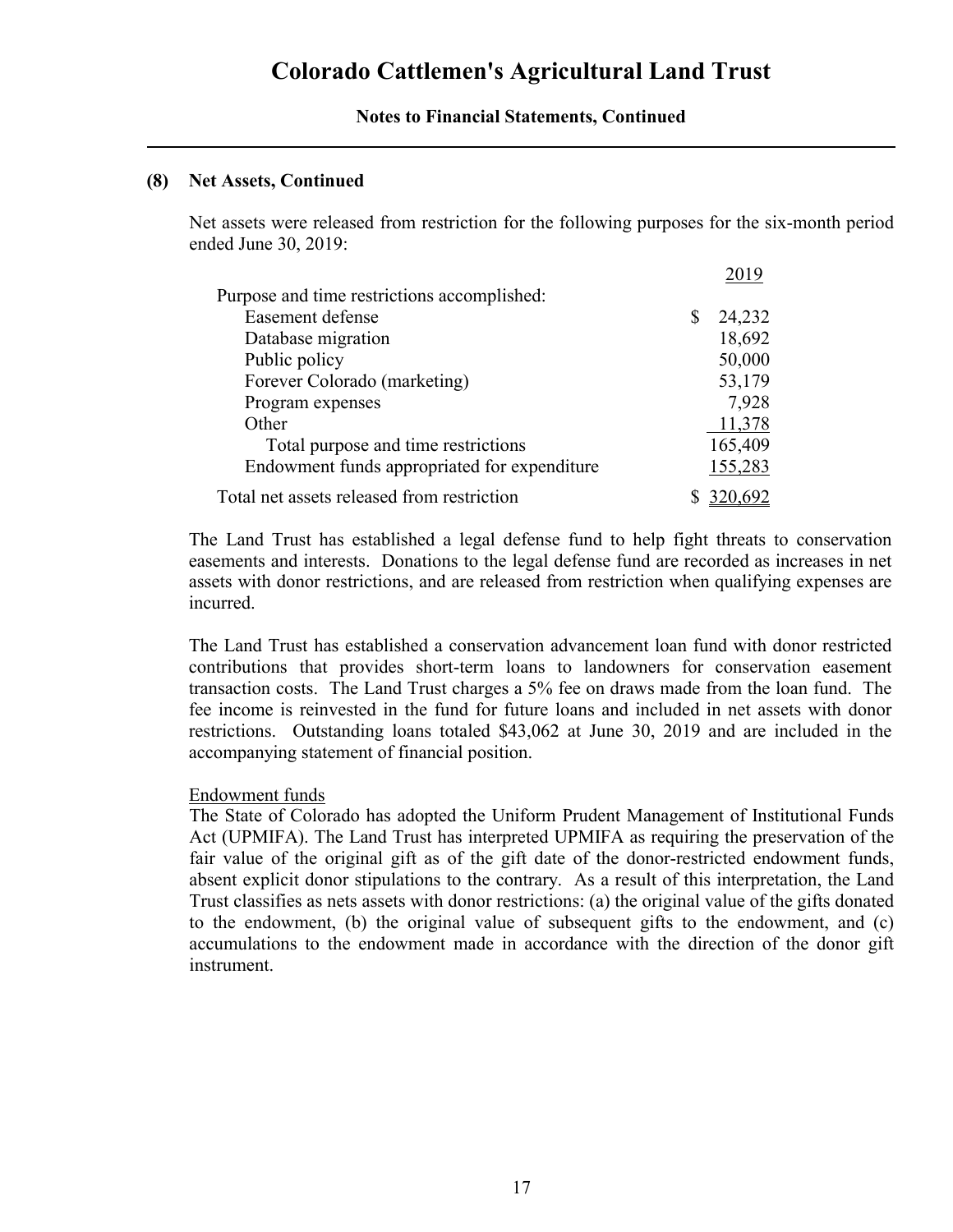### (8) Net Assets, Continued

Net assets were released from restriction for the following purposes for the six-month period ended June 30, 2019:

| | 2019 |
|---|---|
| Purpose and time restrictions accomplished: | |
| Easement defense | $ 24,232 |
| Database migration | 18,692 |
| Public policy | 50,000 |
| Forever Colorado (marketing) | 53,179 |
| Program expenses | 7,928 |
| Other | 11,378 |
| Total purpose and time restrictions | 165,409 |
| Endowment funds appropriated for expenditure | 155,283 |
| Total net assets released from restriction | $ 320,692 |

The Land Trust has established a legal defense fund to help fight threats to conservation easements and interests. Donations to the legal defense fund are recorded as increases in net assets with donor restrictions, and are released from restriction when qualifying expenses are incurred.

The Land Trust has established a conservation advancement loan fund with donor restricted contributions that provides short-term loans to landowners for conservation easement transaction costs. The Land Trust charges a 5% fee on draws made from the loan fund. The fee income is reinvested in the fund for future loans and included in net assets with donor restrictions. Outstanding loans totaled $43,062 at June 30, 2019 and are included in the accompanying statement of financial position.

Endowment funds

The State of Colorado has adopted the Uniform Prudent Management of Institutional Funds Act (UPMIFA). The Land Trust has interpreted UPMIFA as requiring the preservation of the fair value of the original gift as of the gift date of the donor-restricted endowment funds, absent explicit donor stipulations to the contrary. As a result of this interpretation, the Land Trust classifies as nets assets with donor restrictions: (a) the original value of the gifts donated to the endowment, (b) the original value of subsequent gifts to the endowment, and (c) accumulations to the endowment made in accordance with the direction of the donor gift instrument.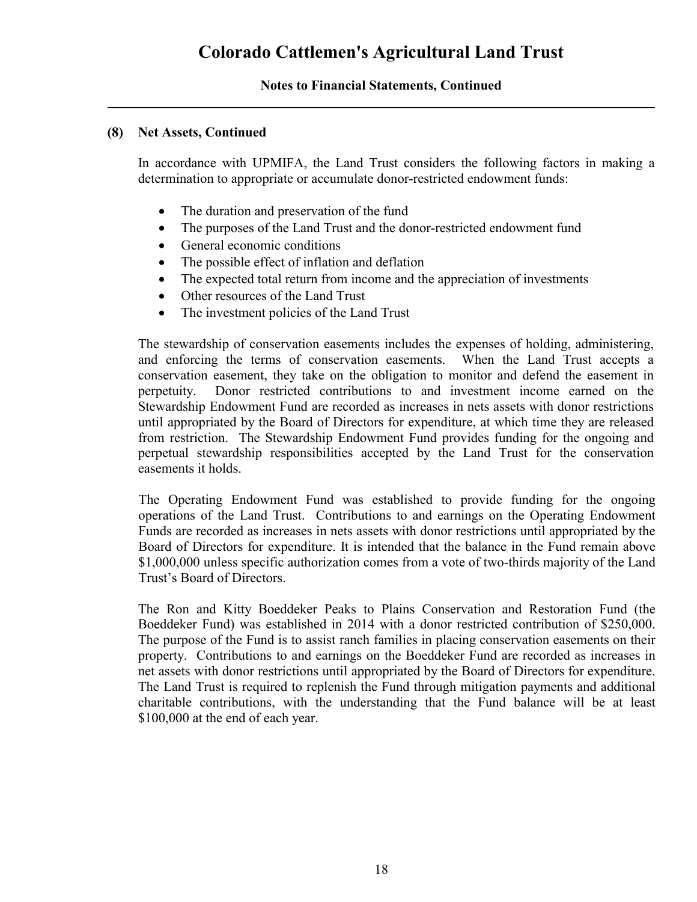# Colorado Cattlemen's Agricultural Land Trust

**Notes to Financial Statements, Continued**

### (8) Net Assets, Continued

In accordance with UPMIFA, the Land Trust considers the following factors in making a determination to appropriate or accumulate donor-restricted endowment funds:

- The duration and preservation of the fund
- The purposes of the Land Trust and the donor-restricted endowment fund
- General economic conditions
- The possible effect of inflation and deflation
- The expected total return from income and the appreciation of investments
- Other resources of the Land Trust
- The investment policies of the Land Trust

The stewardship of conservation easements includes the expenses of holding, administering, and enforcing the terms of conservation easements. When the Land Trust accepts a conservation easement, they take on the obligation to monitor and defend the easement in perpetuity. Donor restricted contributions to and investment income earned on the Stewardship Endowment Fund are recorded as increases in nets assets with donor restrictions until appropriated by the Board of Directors for expenditure, at which time they are released from restriction. The Stewardship Endowment Fund provides funding for the ongoing and perpetual stewardship responsibilities accepted by the Land Trust for the conservation easements it holds.

The Operating Endowment Fund was established to provide funding for the ongoing operations of the Land Trust. Contributions to and earnings on the Operating Endowment Funds are recorded as increases in nets assets with donor restrictions until appropriated by the Board of Directors for expenditure. It is intended that the balance in the Fund remain above $1,000,000 unless specific authorization comes from a vote of two-thirds majority of the Land Trust's Board of Directors.

The Ron and Kitty Boeddeker Peaks to Plains Conservation and Restoration Fund (the Boeddeker Fund) was established in 2014 with a donor restricted contribution of $250,000. The purpose of the Fund is to assist ranch families in placing conservation easements on their property. Contributions to and earnings on the Boeddeker Fund are recorded as increases in net assets with donor restrictions until appropriated by the Board of Directors for expenditure. The Land Trust is required to replenish the Fund through mitigation payments and additional charitable contributions, with the understanding that the Fund balance will be at least $100,000 at the end of each year.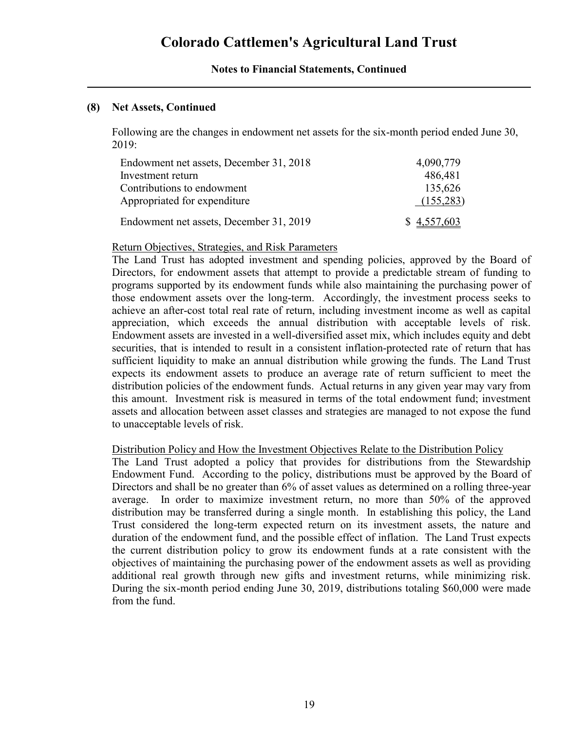## (8) Net Assets, Continued

Following are the changes in endowment net assets for the six-month period ended June 30, 2019:

| | |
|---|---|
| Endowment net assets, December 31, 2018 | 4,090,779 |
| Investment return | 486,481 |
| Contributions to endowment | 135,626 |
| Appropriated for expenditure | (155,283) |
| Endowment net assets, December 31, 2019 | $ 4,557,603 |

Return Objectives, Strategies, and Risk Parameters

The Land Trust has adopted investment and spending policies, approved by the Board of Directors, for endowment assets that attempt to provide a predictable stream of funding to programs supported by its endowment funds while also maintaining the purchasing power of those endowment assets over the long-term. Accordingly, the investment process seeks to achieve an after-cost total real rate of return, including investment income as well as capital appreciation, which exceeds the annual distribution with acceptable levels of risk. Endowment assets are invested in a well-diversified asset mix, which includes equity and debt securities, that is intended to result in a consistent inflation-protected rate of return that has sufficient liquidity to make an annual distribution while growing the funds. The Land Trust expects its endowment assets to produce an average rate of return sufficient to meet the distribution policies of the endowment funds. Actual returns in any given year may vary from this amount. Investment risk is measured in terms of the total endowment fund; investment assets and allocation between asset classes and strategies are managed to not expose the fund to unacceptable levels of risk.

Distribution Policy and How the Investment Objectives Relate to the Distribution Policy

The Land Trust adopted a policy that provides for distributions from the Stewardship Endowment Fund. According to the policy, distributions must be approved by the Board of Directors and shall be no greater than 6% of asset values as determined on a rolling three-year average. In order to maximize investment return, no more than 50% of the approved distribution may be transferred during a single month. In establishing this policy, the Land Trust considered the long-term expected return on its investment assets, the nature and duration of the endowment fund, and the possible effect of inflation. The Land Trust expects the current distribution policy to grow its endowment funds at a rate consistent with the objectives of maintaining the purchasing power of the endowment assets as well as providing additional real growth through new gifts and investment returns, while minimizing risk. During the six-month period ending June 30, 2019, distributions totaling $60,000 were made from the fund.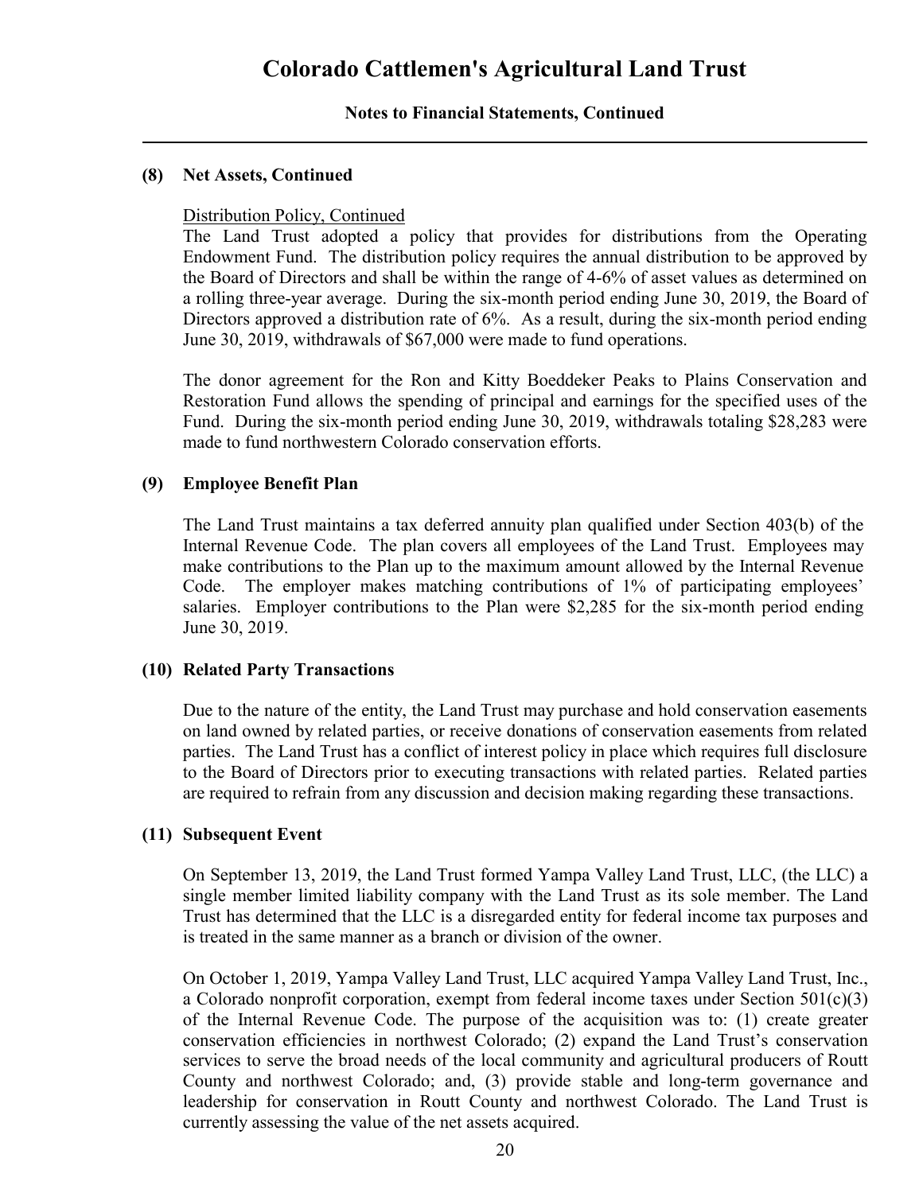## (8) Net Assets, Continued

Distribution Policy, Continued

The Land Trust adopted a policy that provides for distributions from the Operating Endowment Fund. The distribution policy requires the annual distribution to be approved by the Board of Directors and shall be within the range of 4-6% of asset values as determined on a rolling three-year average. During the six-month period ending June 30, 2019, the Board of Directors approved a distribution rate of 6%. As a result, during the six-month period ending June 30, 2019, withdrawals of $67,000 were made to fund operations.

The donor agreement for the Ron and Kitty Boeddeker Peaks to Plains Conservation and Restoration Fund allows the spending of principal and earnings for the specified uses of the Fund. During the six-month period ending June 30, 2019, withdrawals totaling $28,283 were made to fund northwestern Colorado conservation efforts.

## (9) Employee Benefit Plan

The Land Trust maintains a tax deferred annuity plan qualified under Section 403(b) of the Internal Revenue Code. The plan covers all employees of the Land Trust. Employees may make contributions to the Plan up to the maximum amount allowed by the Internal Revenue Code. The employer makes matching contributions of 1% of participating employees' salaries. Employer contributions to the Plan were $2,285 for the six-month period ending June 30, 2019.

## (10) Related Party Transactions

Due to the nature of the entity, the Land Trust may purchase and hold conservation easements on land owned by related parties, or receive donations of conservation easements from related parties. The Land Trust has a conflict of interest policy in place which requires full disclosure to the Board of Directors prior to executing transactions with related parties. Related parties are required to refrain from any discussion and decision making regarding these transactions.

## (11) Subsequent Event

On September 13, 2019, the Land Trust formed Yampa Valley Land Trust, LLC, (the LLC) a single member limited liability company with the Land Trust as its sole member. The Land Trust has determined that the LLC is a disregarded entity for federal income tax purposes and is treated in the same manner as a branch or division of the owner.

On October 1, 2019, Yampa Valley Land Trust, LLC acquired Yampa Valley Land Trust, Inc., a Colorado nonprofit corporation, exempt from federal income taxes under Section 501(c)(3) of the Internal Revenue Code. The purpose of the acquisition was to: (1) create greater conservation efficiencies in northwest Colorado; (2) expand the Land Trust's conservation services to serve the broad needs of the local community and agricultural producers of Routt County and northwest Colorado; and, (3) provide stable and long-term governance and leadership for conservation in Routt County and northwest Colorado. The Land Trust is currently assessing the value of the net assets acquired.